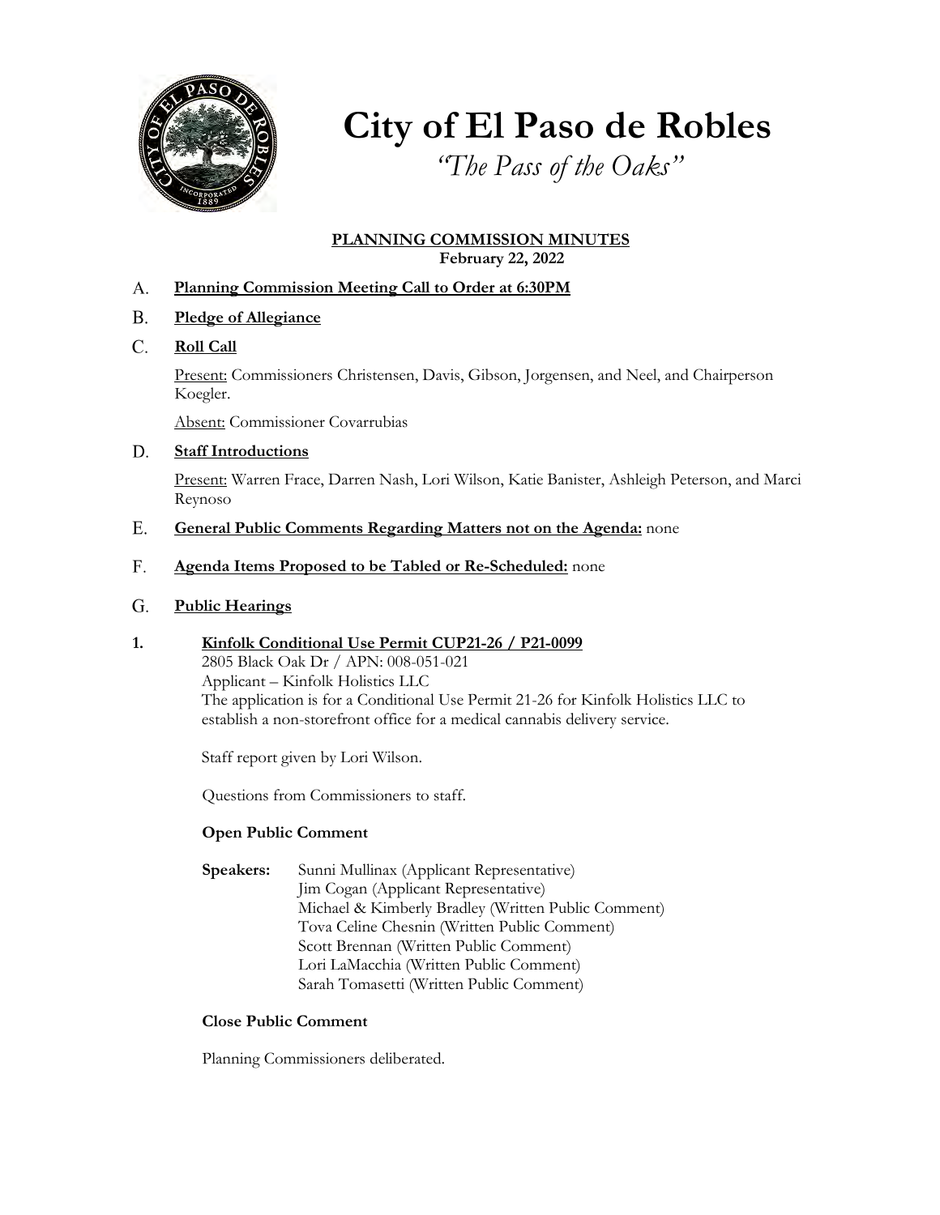# City of El Paso de Robles

*"The Pass of the Oaks"*

**PLANNING COMMISSION MINUTES**
**February 22, 2022**

A. **Planning Commission Meeting Call to Order at 6:30PM**

B. **Pledge of Allegiance**

C. **Roll Call**

Present: Commissioners Christensen, Davis, Gibson, Jorgensen, and Neel, and Chairperson Koegler.

Absent: Commissioner Covarrubias

D. **Staff Introductions**

Present: Warren Frace, Darren Nash, Lori Wilson, Katie Banister, Ashleigh Peterson, and Marci Reynoso

E. **General Public Comments Regarding Matters not on the Agenda:** none

F. **Agenda Items Proposed to be Tabled or Re-Scheduled:** none

G. **Public Hearings**

**1. Kinfolk Conditional Use Permit CUP21-26 / P21-0099**

2805 Black Oak Dr / APN: 008-051-021
Applicant – Kinfolk Holistics LLC
The application is for a Conditional Use Permit 21-26 for Kinfolk Holistics LLC to establish a non-storefront office for a medical cannabis delivery service.

Staff report given by Lori Wilson.

Questions from Commissioners to staff.

**Open Public Comment**

**Speakers:** Sunni Mullinax (Applicant Representative)
Jim Cogan (Applicant Representative)
Michael & Kimberly Bradley (Written Public Comment)
Tova Celine Chesnin (Written Public Comment)
Scott Brennan (Written Public Comment)
Lori LaMacchia (Written Public Comment)
Sarah Tomasetti (Written Public Comment)

**Close Public Comment**

Planning Commissioners deliberated.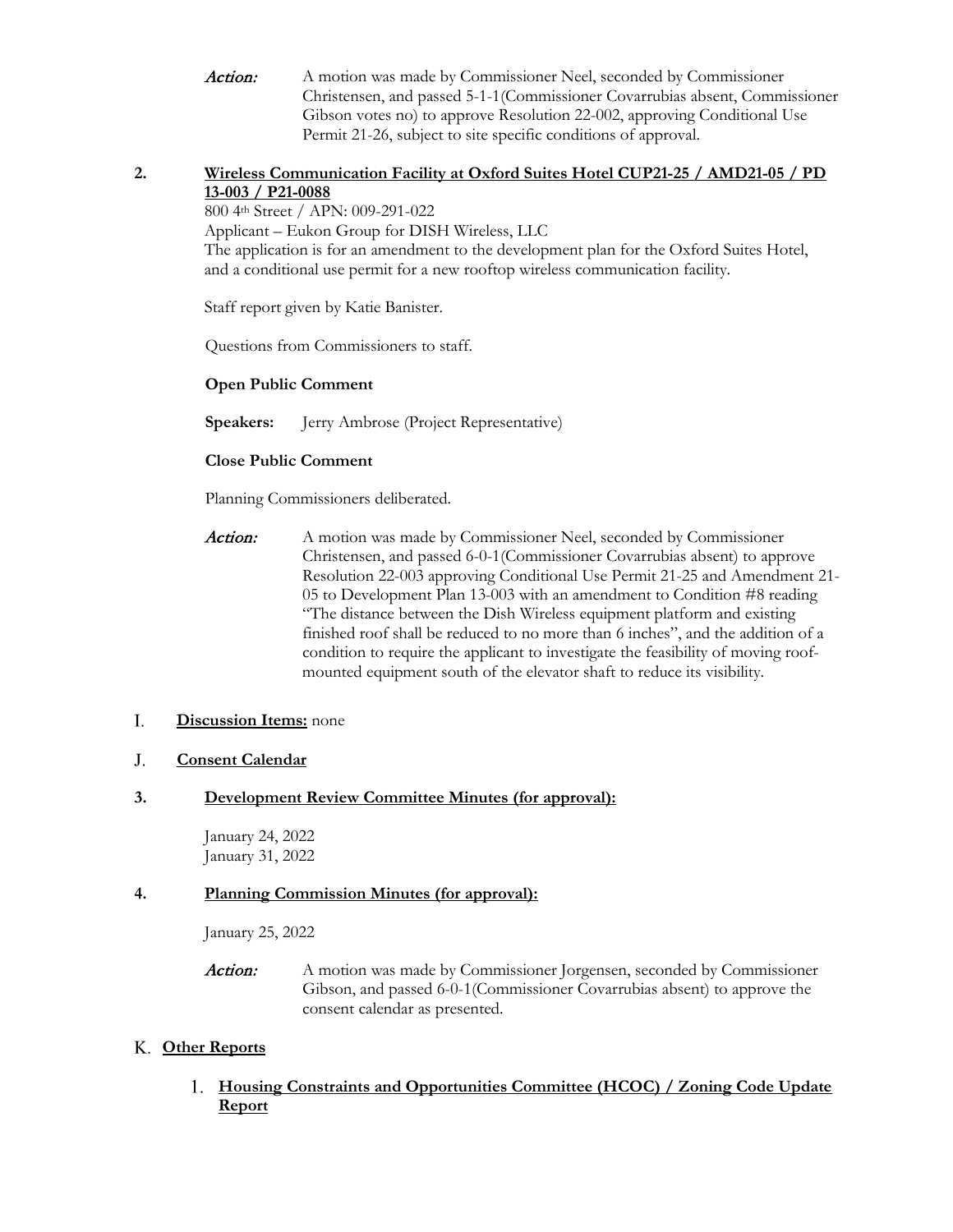*Action:* A motion was made by Commissioner Neel, seconded by Commissioner Christensen, and passed 5-1-1(Commissioner Covarrubias absent, Commissioner Gibson votes no) to approve Resolution 22-002, approving Conditional Use Permit 21-26, subject to site specific conditions of approval.

**2. Wireless Communication Facility at Oxford Suites Hotel CUP21-25 / AMD21-05 / PD 13-003 / P21-0088**

800 4th Street / APN: 009-291-022

Applicant – Eukon Group for DISH Wireless, LLC

The application is for an amendment to the development plan for the Oxford Suites Hotel, and a conditional use permit for a new rooftop wireless communication facility.

Staff report given by Katie Banister.

Questions from Commissioners to staff.

**Open Public Comment**

**Speakers:** Jerry Ambrose (Project Representative)

**Close Public Comment**

Planning Commissioners deliberated.

*Action:* A motion was made by Commissioner Neel, seconded by Commissioner Christensen, and passed 6-0-1(Commissioner Covarrubias absent) to approve Resolution 22-003 approving Conditional Use Permit 21-25 and Amendment 21-05 to Development Plan 13-003 with an amendment to Condition #8 reading "The distance between the Dish Wireless equipment platform and existing finished roof shall be reduced to no more than 6 inches", and the addition of a condition to require the applicant to investigate the feasibility of moving roof-mounted equipment south of the elevator shaft to reduce its visibility.

## I. Discussion Items: none

## J. Consent Calendar

**3. Development Review Committee Minutes (for approval):**

January 24, 2022
January 31, 2022

**4. Planning Commission Minutes (for approval):**

January 25, 2022

*Action:* A motion was made by Commissioner Jorgensen, seconded by Commissioner Gibson, and passed 6-0-1(Commissioner Covarrubias absent) to approve the consent calendar as presented.

## K. Other Reports

1. **Housing Constraints and Opportunities Committee (HCOC) / Zoning Code Update Report**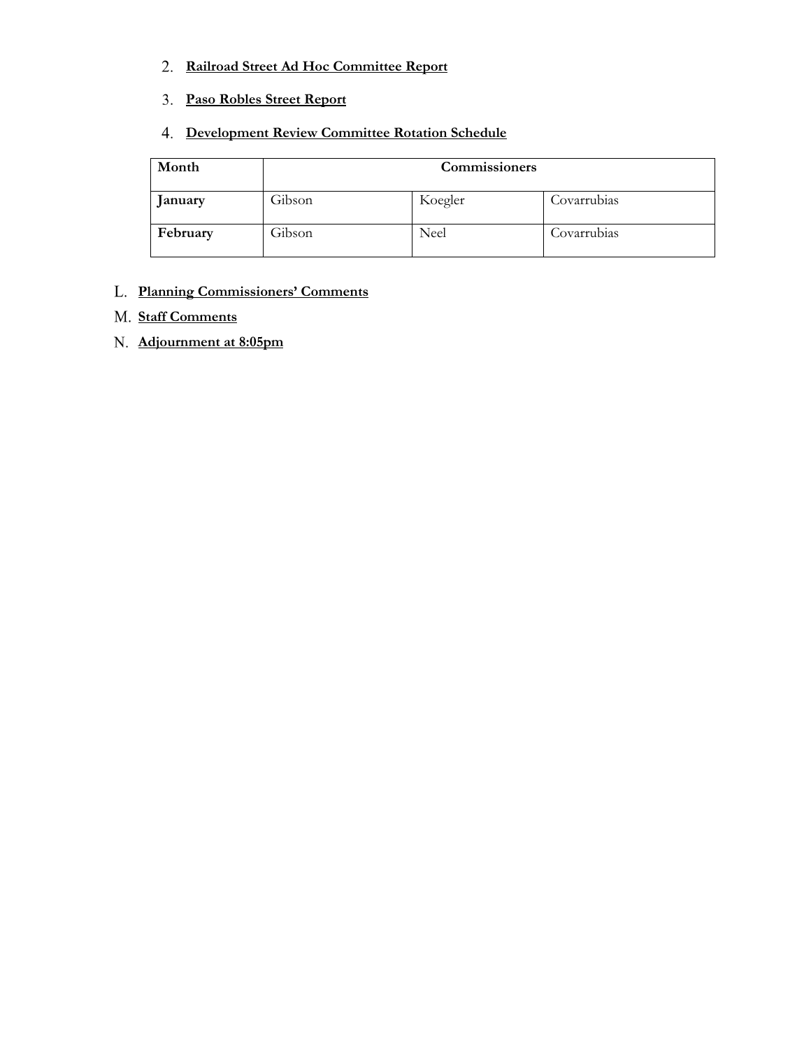2. **<u>Railroad Street Ad Hoc Committee Report</u>**

3. **<u>Paso Robles Street Report</u>**

4. **<u>Development Review Committee Rotation Schedule</u>**

| Month | Commissioners | | |
|---|---|---|---|
| **January** | Gibson | Koegler | Covarrubias |
| **February** | Gibson | Neel | Covarrubias |

L. **<u>Planning Commissioners' Comments</u>**

M. **<u>Staff Comments</u>**

N. **<u>Adjournment at 8:05pm</u>**